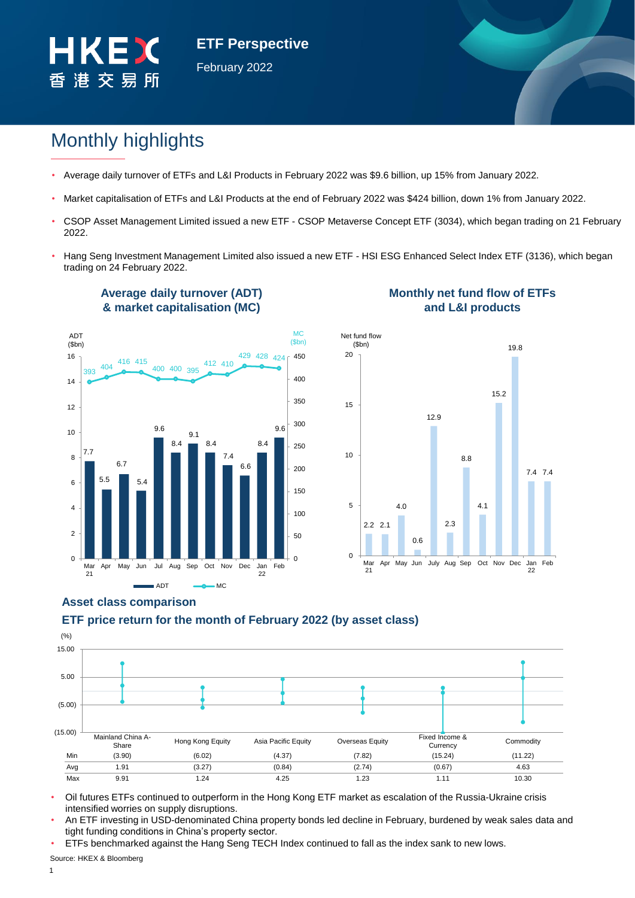# ETF Perspective

February 2022

## Monthly highlights

- Average daily turnover of ETFs and L&I Products in February 2022 was $9.6 billion, up 15% from January 2022.
- Market capitalisation of ETFs and L&I Products at the end of February 2022 was $424 billion, down 1% from January 2022.
- CSOP Asset Management Limited issued a new ETF - CSOP Metaverse Concept ETF (3034), which began trading on 21 February 2022.
- Hang Seng Investment Management Limited also issued a new ETF - HSI ESG Enhanced Select Index ETF (3136), which began trading on 24 February 2022.

### Average daily turnover (ADT) & market capitalisation (MC)

| Month | ADT ($bn) | MC ($bn) |
|---|---|---|
| Mar 21 | 7.7 | 393 |
| Apr | 5.5 | 404 |
| May | 6.7 | 416 |
| Jun | 5.4 | 415 |
| Jul | 9.6 | 400 |
| Aug | 8.4 | 400 |
| Sep | 9.1 | 395 |
| Oct | 8.4 | 412 |
| Nov | 7.4 | 410 |
| Dec | 6.6 | 429 |
| Jan 22 | 8.4 | 428 |
| Feb | 9.6 | 424 |

### Monthly net fund flow of ETFs and L&I products

| Month | Net fund flow ($bn) |
|---|---|
| Mar 21 | 2.2 |
| Apr | 2.1 |
| May | 4.0 |
| Jun | 0.6 |
| July | 12.9 |
| Aug | 2.3 |
| Sep | 8.8 |
| Oct | 4.1 |
| Nov | 15.2 |
| Dec | 19.8 |
| Jan 22 | 7.4 |
| Feb | 7.4 |

## Asset class comparison

### ETF price return for the month of February 2022 (by asset class)

(%)

| | Mainland China A-Share | Hong Kong Equity | Asia Pacific Equity | Overseas Equity | Fixed Income & Currency | Commodity |
|---|---|---|---|---|---|---|
| Min | (3.90) | (6.02) | (4.37) | (7.82) | (15.24) | (11.22) |
| Avg | 1.91 | (3.27) | (0.84) | (2.74) | (0.67) | 4.63 |
| Max | 9.91 | 1.24 | 4.25 | 1.23 | 1.11 | 10.30 |

- Oil futures ETFs continued to outperform in the Hong Kong ETF market as escalation of the Russia-Ukraine crisis intensified worries on supply disruptions.
- An ETF investing in USD-denominated China property bonds led decline in February, burdened by weak sales data and tight funding conditions in China's property sector.
- ETFs benchmarked against the Hang Seng TECH Index continued to fall as the index sank to new lows.

Source: HKEX & Bloomberg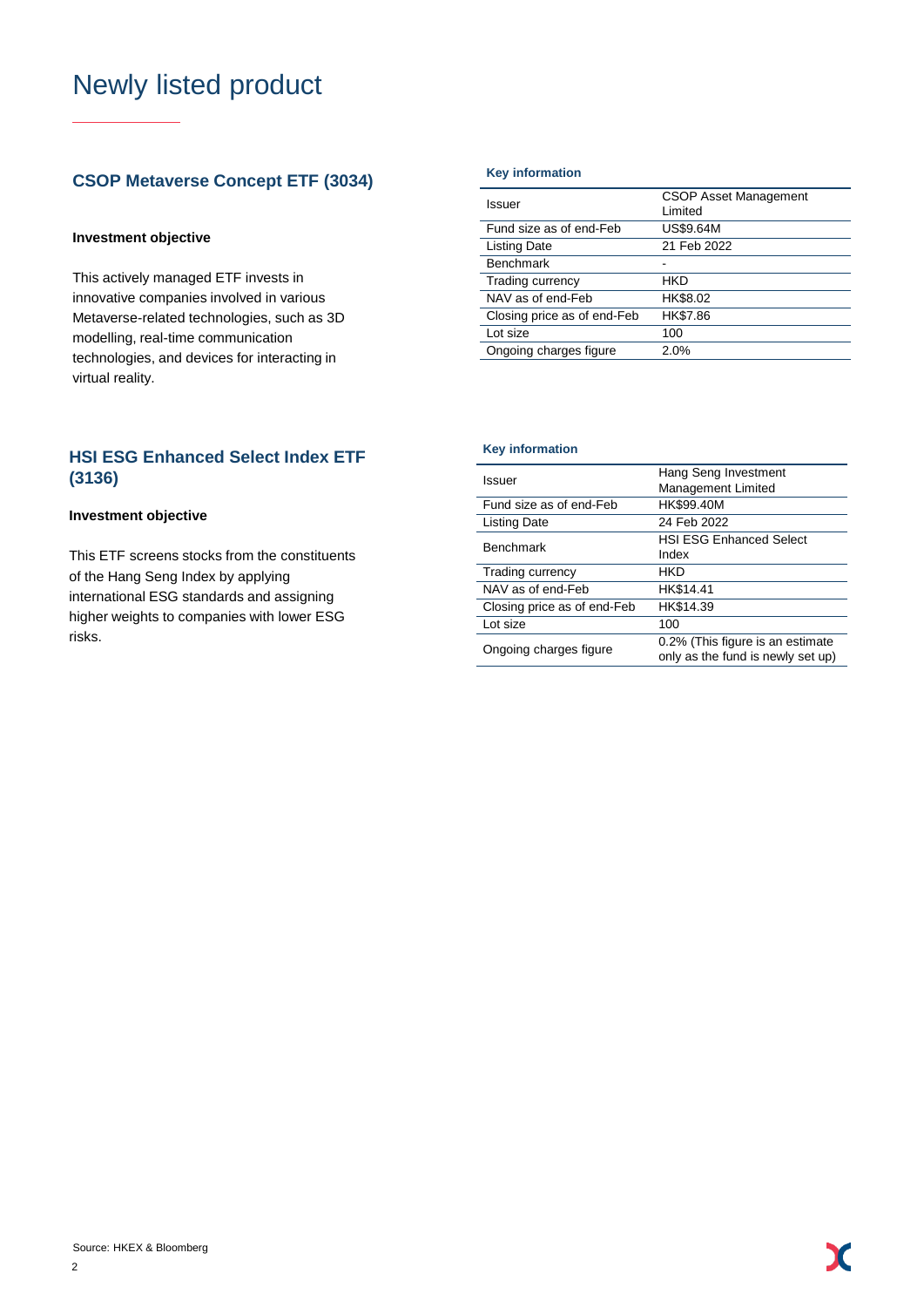# Newly listed product

## CSOP Metaverse Concept ETF (3034)

**Investment objective**

This actively managed ETF invests in innovative companies involved in various Metaverse-related technologies, such as 3D modelling, real-time communication technologies, and devices for interacting in virtual reality.

**Key information**

| | |
|---|---|
| Issuer | CSOP Asset Management Limited |
| Fund size as of end-Feb | US$9.64M |
| Listing Date | 21 Feb 2022 |
| Benchmark | - |
| Trading currency | HKD |
| NAV as of end-Feb | HK$8.02 |
| Closing price as of end-Feb | HK$7.86 |
| Lot size | 100 |
| Ongoing charges figure | 2.0% |

## HSI ESG Enhanced Select Index ETF (3136)

**Investment objective**

This ETF screens stocks from the constituents of the Hang Seng Index by applying international ESG standards and assigning higher weights to companies with lower ESG risks.

**Key information**

| | |
|---|---|
| Issuer | Hang Seng Investment Management Limited |
| Fund size as of end-Feb | HK$99.40M |
| Listing Date | 24 Feb 2022 |
| Benchmark | HSI ESG Enhanced Select Index |
| Trading currency | HKD |
| NAV as of end-Feb | HK$14.41 |
| Closing price as of end-Feb | HK$14.39 |
| Lot size | 100 |
| Ongoing charges figure | 0.2% (This figure is an estimate only as the fund is newly set up) |

Source: HKEX & Bloomberg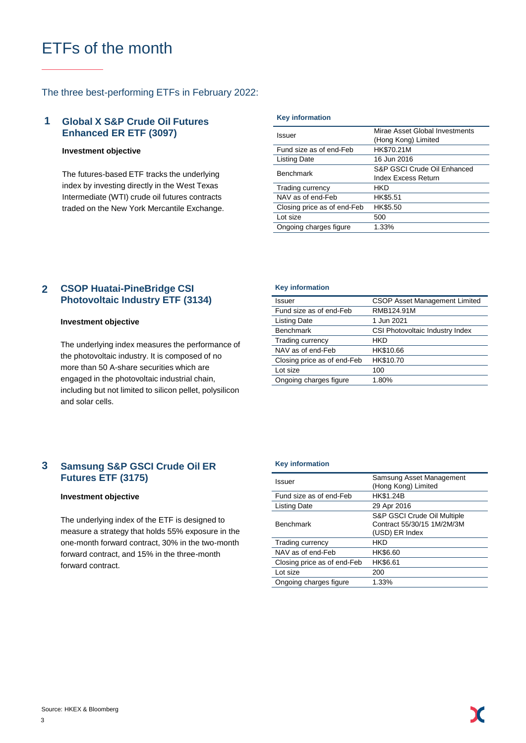# ETFs of the month

The three best-performing ETFs in February 2022:

## 1 Global X S&P Crude Oil Futures Enhanced ER ETF (3097)

**Investment objective**

The futures-based ETF tracks the underlying index by investing directly in the West Texas Intermediate (WTI) crude oil futures contracts traded on the New York Mercantile Exchange.

**Key information**

| | |
|---|---|
| Issuer | Mirae Asset Global Investments (Hong Kong) Limited |
| Fund size as of end-Feb | HK$70.21M |
| Listing Date | 16 Jun 2016 |
| Benchmark | S&P GSCI Crude Oil Enhanced Index Excess Return |
| Trading currency | HKD |
| NAV as of end-Feb | HK$5.51 |
| Closing price as of end-Feb | HK$5.50 |
| Lot size | 500 |
| Ongoing charges figure | 1.33% |

## 2 CSOP Huatai-PineBridge CSI Photovoltaic Industry ETF (3134)

**Investment objective**

The underlying index measures the performance of the photovoltaic industry. It is composed of no more than 50 A-share securities which are engaged in the photovoltaic industrial chain, including but not limited to silicon pellet, polysilicon and solar cells.

**Key information**

| | |
|---|---|
| Issuer | CSOP Asset Management Limited |
| Fund size as of end-Feb | RMB124.91M |
| Listing Date | 1 Jun 2021 |
| Benchmark | CSI Photovoltaic Industry Index |
| Trading currency | HKD |
| NAV as of end-Feb | HK$10.66 |
| Closing price as of end-Feb | HK$10.70 |
| Lot size | 100 |
| Ongoing charges figure | 1.80% |

## 3 Samsung S&P GSCI Crude Oil ER Futures ETF (3175)

**Investment objective**

The underlying index of the ETF is designed to measure a strategy that holds 55% exposure in the one-month forward contract, 30% in the two-month forward contract, and 15% in the three-month forward contract.

**Key information**

| | |
|---|---|
| Issuer | Samsung Asset Management (Hong Kong) Limited |
| Fund size as of end-Feb | HK$1.24B |
| Listing Date | 29 Apr 2016 |
| Benchmark | S&P GSCI Crude Oil Multiple Contract 55/30/15 1M/2M/3M (USD) ER Index |
| Trading currency | HKD |
| NAV as of end-Feb | HK$6.60 |
| Closing price as of end-Feb | HK$6.61 |
| Lot size | 200 |
| Ongoing charges figure | 1.33% |

Source: HKEX & Bloomberg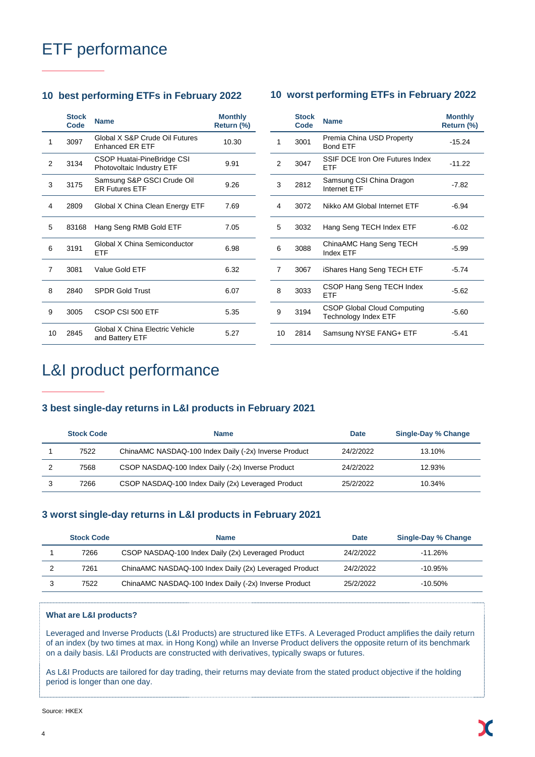# ETF performance

### 10 best performing ETFs in February 2022

| | Stock Code | Name | Monthly Return (%) |
|---|---|---|---|
| 1 | 3097 | Global X S&P Crude Oil Futures Enhanced ER ETF | 10.30 |
| 2 | 3134 | CSOP Huatai-PineBridge CSI Photovoltaic Industry ETF | 9.91 |
| 3 | 3175 | Samsung S&P GSCI Crude Oil ER Futures ETF | 9.26 |
| 4 | 2809 | Global X China Clean Energy ETF | 7.69 |
| 5 | 83168 | Hang Seng RMB Gold ETF | 7.05 |
| 6 | 3191 | Global X China Semiconductor ETF | 6.98 |
| 7 | 3081 | Value Gold ETF | 6.32 |
| 8 | 2840 | SPDR Gold Trust | 6.07 |
| 9 | 3005 | CSOP CSI 500 ETF | 5.35 |
| 10 | 2845 | Global X China Electric Vehicle and Battery ETF | 5.27 |

### 10 worst performing ETFs in February 2022

| | Stock Code | Name | Monthly Return (%) |
|---|---|---|---|
| 1 | 3001 | Premia China USD Property Bond ETF | -15.24 |
| 2 | 3047 | SSIF DCE Iron Ore Futures Index ETF | -11.22 |
| 3 | 2812 | Samsung CSI China Dragon Internet ETF | -7.82 |
| 4 | 3072 | Nikko AM Global Internet ETF | -6.94 |
| 5 | 3032 | Hang Seng TECH Index ETF | -6.02 |
| 6 | 3088 | ChinaAMC Hang Seng TECH Index ETF | -5.99 |
| 7 | 3067 | iShares Hang Seng TECH ETF | -5.74 |
| 8 | 3033 | CSOP Hang Seng TECH Index ETF | -5.62 |
| 9 | 3194 | CSOP Global Cloud Computing Technology Index ETF | -5.60 |
| 10 | 2814 | Samsung NYSE FANG+ ETF | -5.41 |

# L&I product performance

### 3 best single-day returns in L&I products in February 2021

| | Stock Code | Name | Date | Single-Day % Change |
|---|---|---|---|---|
| 1 | 7522 | ChinaAMC NASDAQ-100 Index Daily (-2x) Inverse Product | 24/2/2022 | 13.10% |
| 2 | 7568 | CSOP NASDAQ-100 Index Daily (-2x) Inverse Product | 24/2/2022 | 12.93% |
| 3 | 7266 | CSOP NASDAQ-100 Index Daily (2x) Leveraged Product | 25/2/2022 | 10.34% |

### 3 worst single-day returns in L&I products in February 2021

| | Stock Code | Name | Date | Single-Day % Change |
|---|---|---|---|---|
| 1 | 7266 | CSOP NASDAQ-100 Index Daily (2x) Leveraged Product | 24/2/2022 | -11.26% |
| 2 | 7261 | ChinaAMC NASDAQ-100 Index Daily (2x) Leveraged Product | 24/2/2022 | -10.95% |
| 3 | 7522 | ChinaAMC NASDAQ-100 Index Daily (-2x) Inverse Product | 25/2/2022 | -10.50% |

**What are L&I products?**

Leveraged and Inverse Products (L&I Products) are structured like ETFs. A Leveraged Product amplifies the daily return of an index (by two times at max. in Hong Kong) while an Inverse Product delivers the opposite return of its benchmark on a daily basis. L&I Products are constructed with derivatives, typically swaps or futures.

As L&I Products are tailored for day trading, their returns may deviate from the stated product objective if the holding period is longer than one day.

Source: HKEX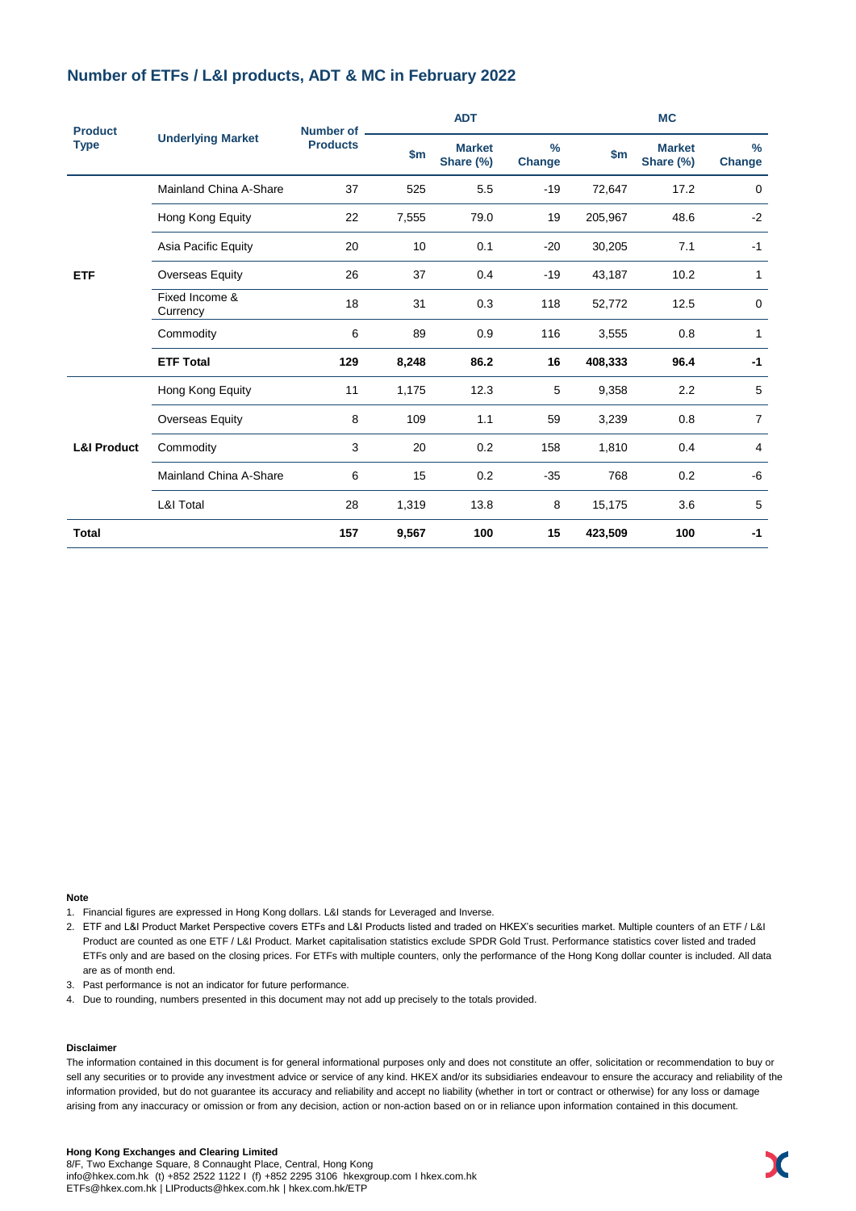## Number of ETFs / L&I products, ADT & MC in February 2022

| Product Type | Underlying Market | Number of Products | ADT | | | MC | | |
|---|---|---|---|---|---|---|---|---|
| | | | $m | Market Share (%) | % Change | $m | Market Share (%) | % Change |
| ETF | Mainland China A-Share | 37 | 525 | 5.5 | -19 | 72,647 | 17.2 | 0 |
| | Hong Kong Equity | 22 | 7,555 | 79.0 | 19 | 205,967 | 48.6 | -2 |
| | Asia Pacific Equity | 20 | 10 | 0.1 | -20 | 30,205 | 7.1 | -1 |
| | Overseas Equity | 26 | 37 | 0.4 | -19 | 43,187 | 10.2 | 1 |
| | Fixed Income & Currency | 18 | 31 | 0.3 | 118 | 52,772 | 12.5 | 0 |
| | Commodity | 6 | 89 | 0.9 | 116 | 3,555 | 0.8 | 1 |
| | **ETF Total** | **129** | **8,248** | **86.2** | **16** | **408,333** | **96.4** | **-1** |
| L&I Product | Hong Kong Equity | 11 | 1,175 | 12.3 | 5 | 9,358 | 2.2 | 5 |
| | Overseas Equity | 8 | 109 | 1.1 | 59 | 3,239 | 0.8 | 7 |
| | Commodity | 3 | 20 | 0.2 | 158 | 1,810 | 0.4 | 4 |
| | Mainland China A-Share | 6 | 15 | 0.2 | -35 | 768 | 0.2 | -6 |
| | L&I Total | 28 | 1,319 | 13.8 | 8 | 15,175 | 3.6 | 5 |
| **Total** | | **157** | **9,567** | **100** | **15** | **423,509** | **100** | **-1** |

**Note**

1. Financial figures are expressed in Hong Kong dollars. L&I stands for Leveraged and Inverse.
2. ETF and L&I Product Market Perspective covers ETFs and L&I Products listed and traded on HKEX's securities market. Multiple counters of an ETF / L&I Product are counted as one ETF / L&I Product. Market capitalisation statistics exclude SPDR Gold Trust. Performance statistics cover listed and traded ETFs only and are based on the closing prices. For ETFs with multiple counters, only the performance of the Hong Kong dollar counter is included. All data are as of month end.
3. Past performance is not an indicator for future performance.
4. Due to rounding, numbers presented in this document may not add up precisely to the totals provided.

**Disclaimer**

The information contained in this document is for general informational purposes only and does not constitute an offer, solicitation or recommendation to buy or sell any securities or to provide any investment advice or service of any kind. HKEX and/or its subsidiaries endeavour to ensure the accuracy and reliability of the information provided, but do not guarantee its accuracy and reliability and accept no liability (whether in tort or contract or otherwise) for any loss or damage arising from any inaccuracy or omission or from any decision, action or non-action based on or in reliance upon information contained in this document.

**Hong Kong Exchanges and Clearing Limited**
8/F, Two Exchange Square, 8 Connaught Place, Central, Hong Kong
info@hkex.com.hk (t) +852 2522 1122 I (f) +852 2295 3106 hkexgroup.com I hkex.com.hk
ETFs@hkex.com.hk | LIProducts@hkex.com.hk | hkex.com.hk/ETP